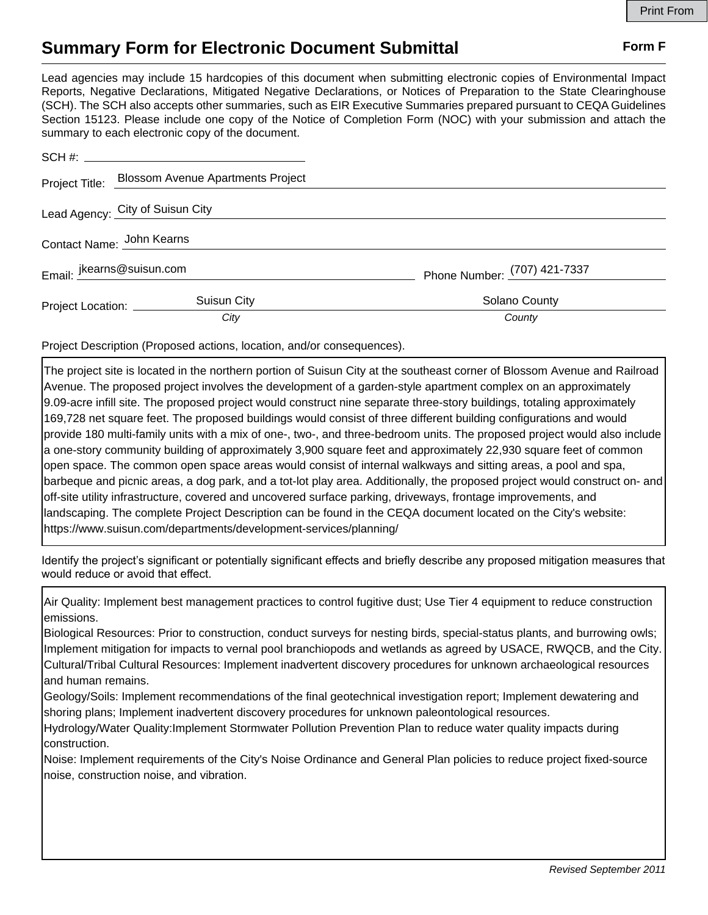Print From

# Summary Form for Electronic Document Submittal

**Form F**

Lead agencies may include 15 hardcopies of this document when submitting electronic copies of Environmental Impact Reports, Negative Declarations, Mitigated Negative Declarations, or Notices of Preparation to the State Clearinghouse (SCH). The SCH also accepts other summaries, such as EIR Executive Summaries prepared pursuant to CEQA Guidelines Section 15123. Please include one copy of the Notice of Completion Form (NOC) with your submission and attach the summary to each electronic copy of the document.

SCH #: 

Project Title: Blossom Avenue Apartments Project

Lead Agency: City of Suisun City

Contact Name: John Kearns

Email: jkearns@suisun.com

Phone Number: (707) 421-7337

Project Location: Suisun City (*City*), Solano County (*County*)

Project Description (Proposed actions, location, and/or consequences).

The project site is located in the northern portion of Suisun City at the southeast corner of Blossom Avenue and Railroad Avenue. The proposed project involves the development of a garden-style apartment complex on an approximately 9.09-acre infill site. The proposed project would construct nine separate three-story buildings, totaling approximately 169,728 net square feet. The proposed buildings would consist of three different building configurations and would provide 180 multi-family units with a mix of one-, two-, and three-bedroom units. The proposed project would also include a one-story community building of approximately 3,900 square feet and approximately 22,930 square feet of common open space. The common open space areas would consist of internal walkways and sitting areas, a pool and spa, barbeque and picnic areas, a dog park, and a tot-lot play area. Additionally, the proposed project would construct on- and off-site utility infrastructure, covered and uncovered surface parking, driveways, frontage improvements, and landscaping. The complete Project Description can be found in the CEQA document located on the City's website: https://www.suisun.com/departments/development-services/planning/

Identify the project's significant or potentially significant effects and briefly describe any proposed mitigation measures that would reduce or avoid that effect.

Air Quality: Implement best management practices to control fugitive dust; Use Tier 4 equipment to reduce construction emissions.
Biological Resources: Prior to construction, conduct surveys for nesting birds, special-status plants, and burrowing owls; Implement mitigation for impacts to vernal pool branchiopods and wetlands as agreed by USACE, RWQCB, and the City.
Cultural/Tribal Cultural Resources: Implement inadvertent discovery procedures for unknown archaeological resources and human remains.
Geology/Soils: Implement recommendations of the final geotechnical investigation report; Implement dewatering and shoring plans; Implement inadvertent discovery procedures for unknown paleontological resources.
Hydrology/Water Quality:Implement Stormwater Pollution Prevention Plan to reduce water quality impacts during construction.
Noise: Implement requirements of the City's Noise Ordinance and General Plan policies to reduce project fixed-source noise, construction noise, and vibration.

*Revised September 2011*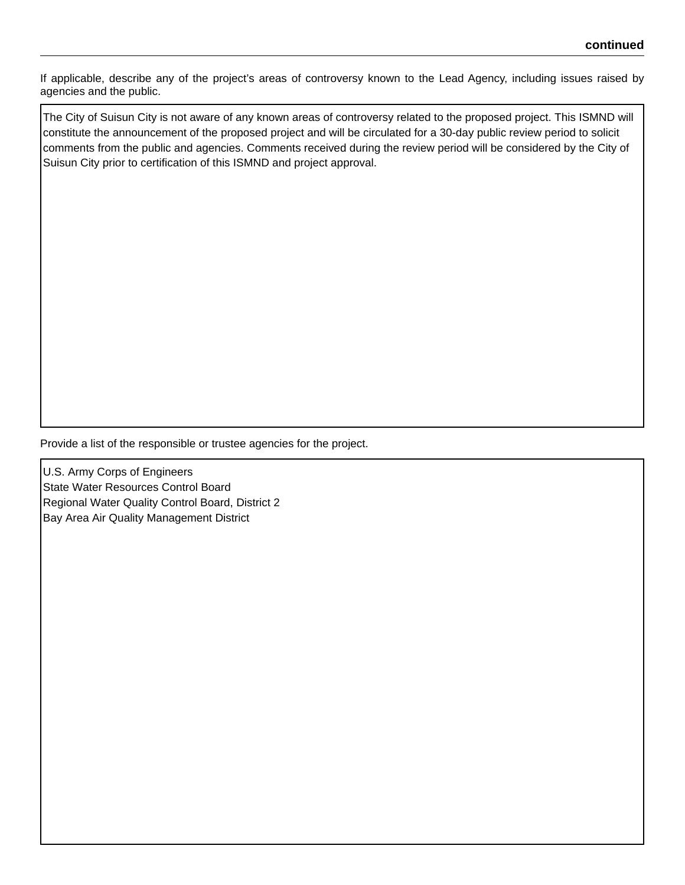If applicable, describe any of the project's areas of controversy known to the Lead Agency, including issues raised by agencies and the public.

The City of Suisun City is not aware of any known areas of controversy related to the proposed project. This ISMND will constitute the announcement of the proposed project and will be circulated for a 30-day public review period to solicit comments from the public and agencies. Comments received during the review period will be considered by the City of Suisun City prior to certification of this ISMND and project approval.

Provide a list of the responsible or trustee agencies for the project.

U.S. Army Corps of Engineers
State Water Resources Control Board
Regional Water Quality Control Board, District 2
Bay Area Air Quality Management District